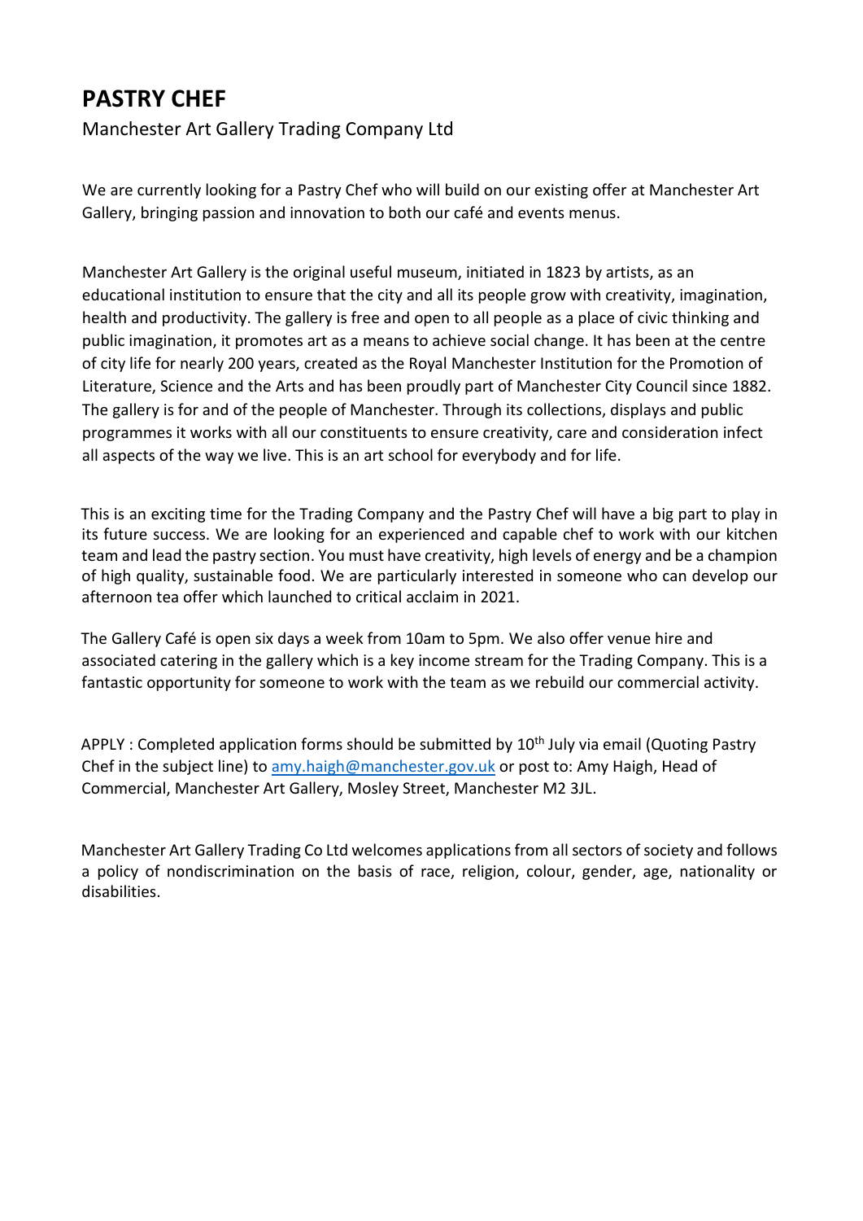# PASTRY CHEF

Manchester Art Gallery Trading Company Ltd

We are currently looking for a Pastry Chef who will build on our existing offer at Manchester Art Gallery, bringing passion and innovation to both our café and events menus.

Manchester Art Gallery is the original useful museum, initiated in 1823 by artists, as an educational institution to ensure that the city and all its people grow with creativity, imagination, health and productivity. The gallery is free and open to all people as a place of civic thinking and public imagination, it promotes art as a means to achieve social change. It has been at the centre of city life for nearly 200 years, created as the Royal Manchester Institution for the Promotion of Literature, Science and the Arts and has been proudly part of Manchester City Council since 1882. The gallery is for and of the people of Manchester. Through its collections, displays and public programmes it works with all our constituents to ensure creativity, care and consideration infect all aspects of the way we live. This is an art school for everybody and for life.

This is an exciting time for the Trading Company and the Pastry Chef will have a big part to play in its future success. We are looking for an experienced and capable chef to work with our kitchen team and lead the pastry section. You must have creativity, high levels of energy and be a champion of high quality, sustainable food. We are particularly interested in someone who can develop our afternoon tea offer which launched to critical acclaim in 2021.

The Gallery Café is open six days a week from 10am to 5pm. We also offer venue hire and associated catering in the gallery which is a key income stream for the Trading Company. This is a fantastic opportunity for someone to work with the team as we rebuild our commercial activity.

APPLY : Completed application forms should be submitted by 10th July via email (Quoting Pastry Chef in the subject line) to [amy.haigh@manchester.gov.uk](mailto:amy.haigh@manchester.gov.uk) or post to: Amy Haigh, Head of Commercial, Manchester Art Gallery, Mosley Street, Manchester M2 3JL.

Manchester Art Gallery Trading Co Ltd welcomes applications from all sectors of society and follows a policy of nondiscrimination on the basis of race, religion, colour, gender, age, nationality or disabilities.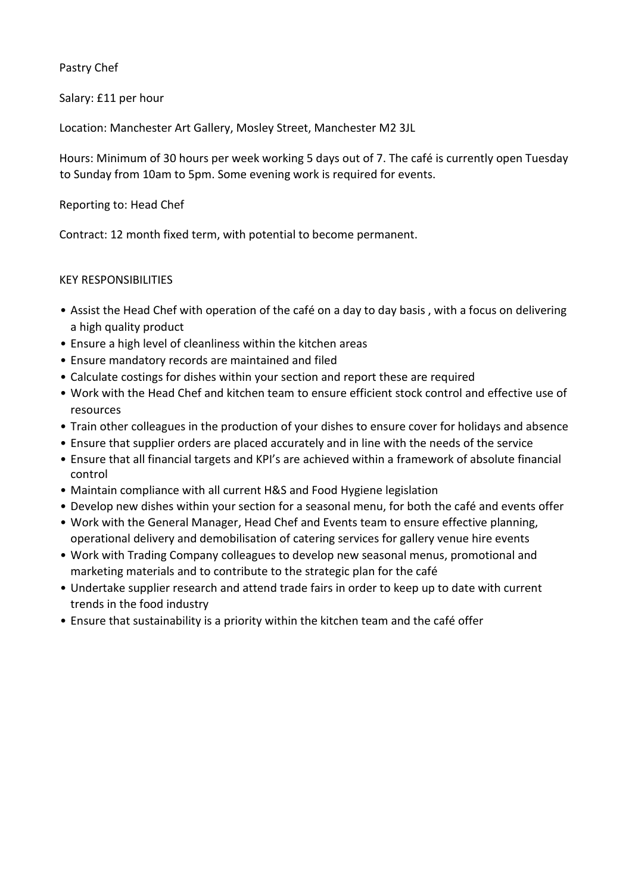Pastry Chef

Salary: £11 per hour

Location: Manchester Art Gallery, Mosley Street, Manchester M2 3JL

Hours: Minimum of 30 hours per week working 5 days out of 7. The café is currently open Tuesday to Sunday from 10am to 5pm. Some evening work is required for events.

Reporting to: Head Chef

Contract: 12 month fixed term, with potential to become permanent.

KEY RESPONSIBILITIES

- Assist the Head Chef with operation of the café on a day to day basis , with a focus on delivering a high quality product
- Ensure a high level of cleanliness within the kitchen areas
- Ensure mandatory records are maintained and filed
- Calculate costings for dishes within your section and report these are required
- Work with the Head Chef and kitchen team to ensure efficient stock control and effective use of resources
- Train other colleagues in the production of your dishes to ensure cover for holidays and absence
- Ensure that supplier orders are placed accurately and in line with the needs of the service
- Ensure that all financial targets and KPI's are achieved within a framework of absolute financial control
- Maintain compliance with all current H&S and Food Hygiene legislation
- Develop new dishes within your section for a seasonal menu, for both the café and events offer
- Work with the General Manager, Head Chef and Events team to ensure effective planning, operational delivery and demobilisation of catering services for gallery venue hire events
- Work with Trading Company colleagues to develop new seasonal menus, promotional and marketing materials and to contribute to the strategic plan for the café
- Undertake supplier research and attend trade fairs in order to keep up to date with current trends in the food industry
- Ensure that sustainability is a priority within the kitchen team and the café offer